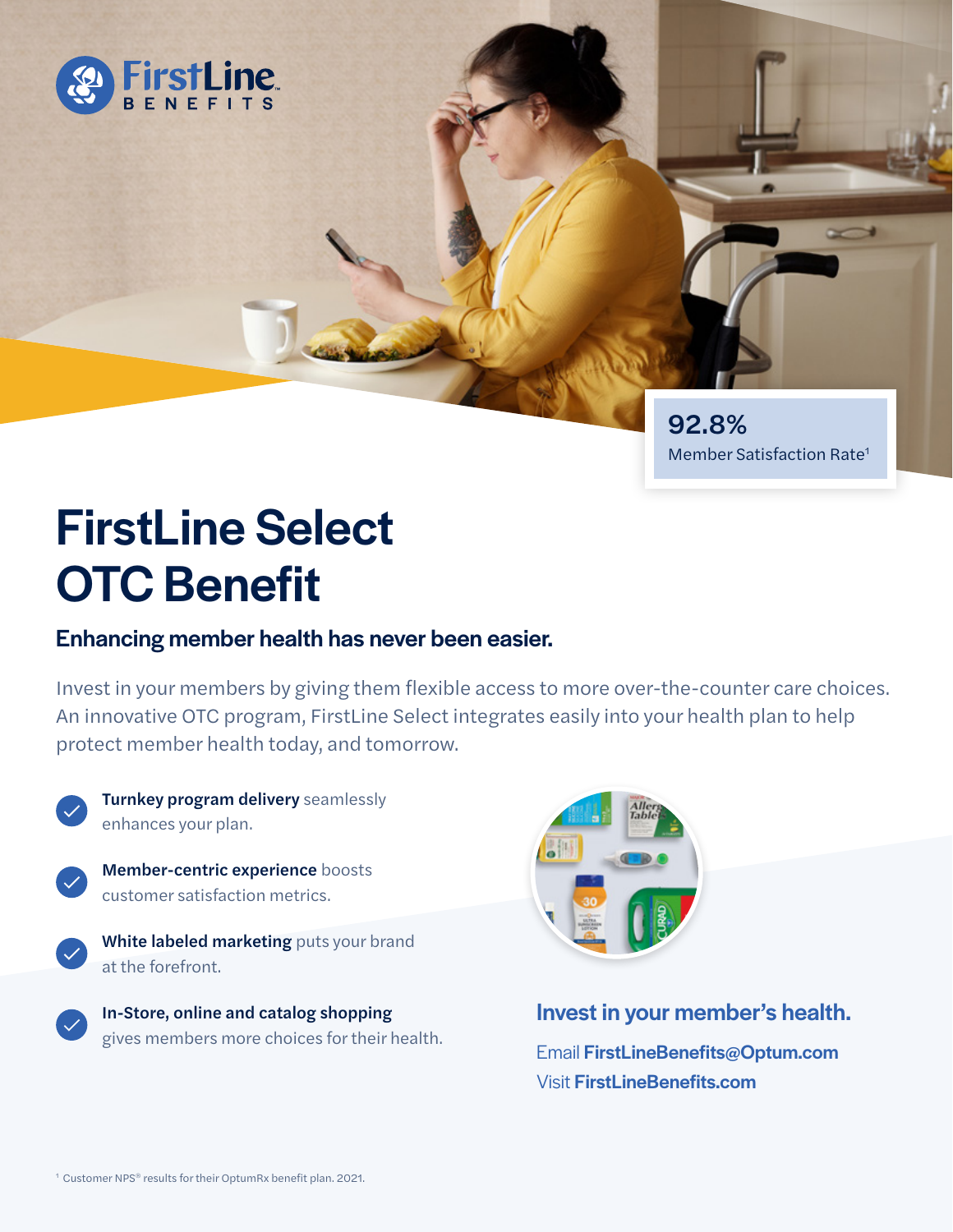FirstLine BENEFITS

**92.8%**
Member Satisfaction Rate[1]

# FirstLine Select OTC Benefit

## Enhancing member health has never been easier.

Invest in your members by giving them flexible access to more over-the-counter care choices. An innovative OTC program, FirstLine Select integrates easily into your health plan to help protect member health today, and tomorrow.

- **Turnkey program delivery** seamlessly enhances your plan.
- **Member-centric experience** boosts customer satisfaction metrics.
- **White labeled marketing** puts your brand at the forefront.
- **In-Store, online and catalog shopping** gives members more choices for their health.

### Invest in your member's health.

Email **FirstLineBenefits@Optum.com**
Visit **FirstLineBenefits.com**

[1] Customer NPS® results for their OptumRx benefit plan. 2021.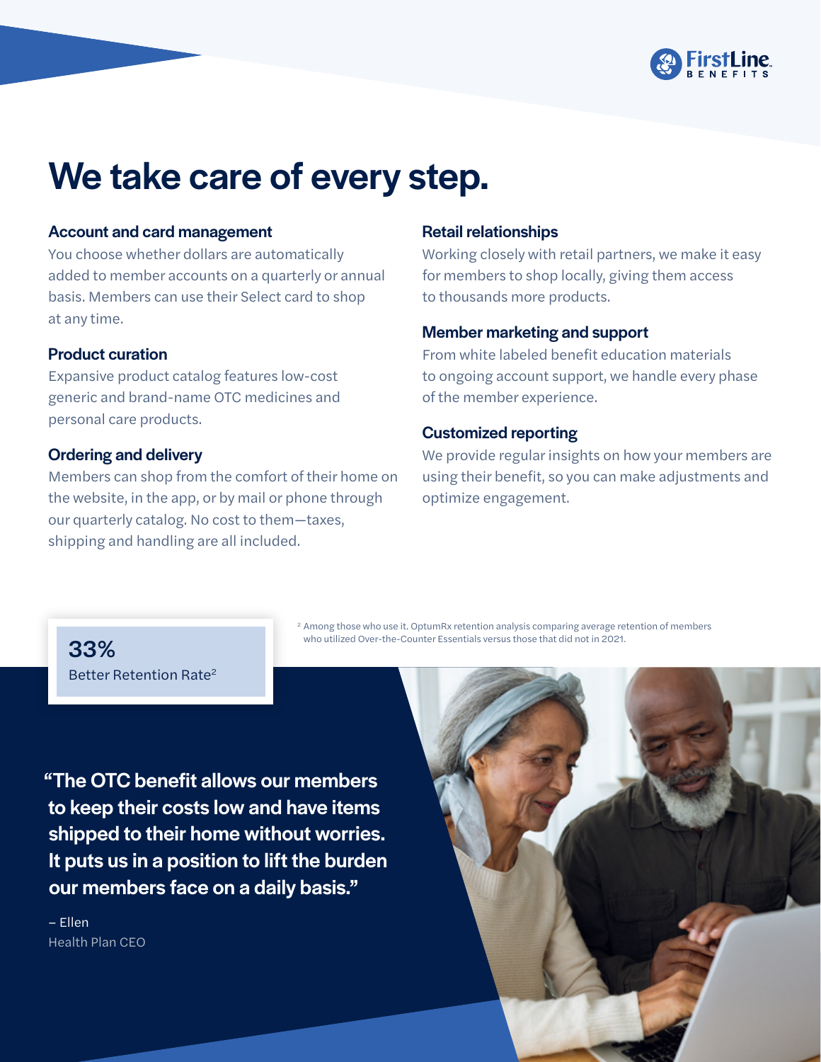# We take care of every step.

### Account and card management

You choose whether dollars are automatically added to member accounts on a quarterly or annual basis. Members can use their Select card to shop at any time.

### Product curation

Expansive product catalog features low-cost generic and brand-name OTC medicines and personal care products.

### Ordering and delivery

Members can shop from the comfort of their home on the website, in the app, or by mail or phone through our quarterly catalog. No cost to them—taxes, shipping and handling are all included.

### Retail relationships

Working closely with retail partners, we make it easy for members to shop locally, giving them access to thousands more products.

### Member marketing and support

From white labeled benefit education materials to ongoing account support, we handle every phase of the member experience.

### Customized reporting

We provide regular insights on how your members are using their benefit, so you can make adjustments and optimize engagement.

**33%**
Better Retention Rate[2]

[2] Among those who use it. OptumRx retention analysis comparing average retention of members who utilized Over-the-Counter Essentials versus those that did not in 2021.

**"The OTC benefit allows our members to keep their costs low and have items shipped to their home without worries. It puts us in a position to lift the burden our members face on a daily basis."**

– Ellen
Health Plan CEO